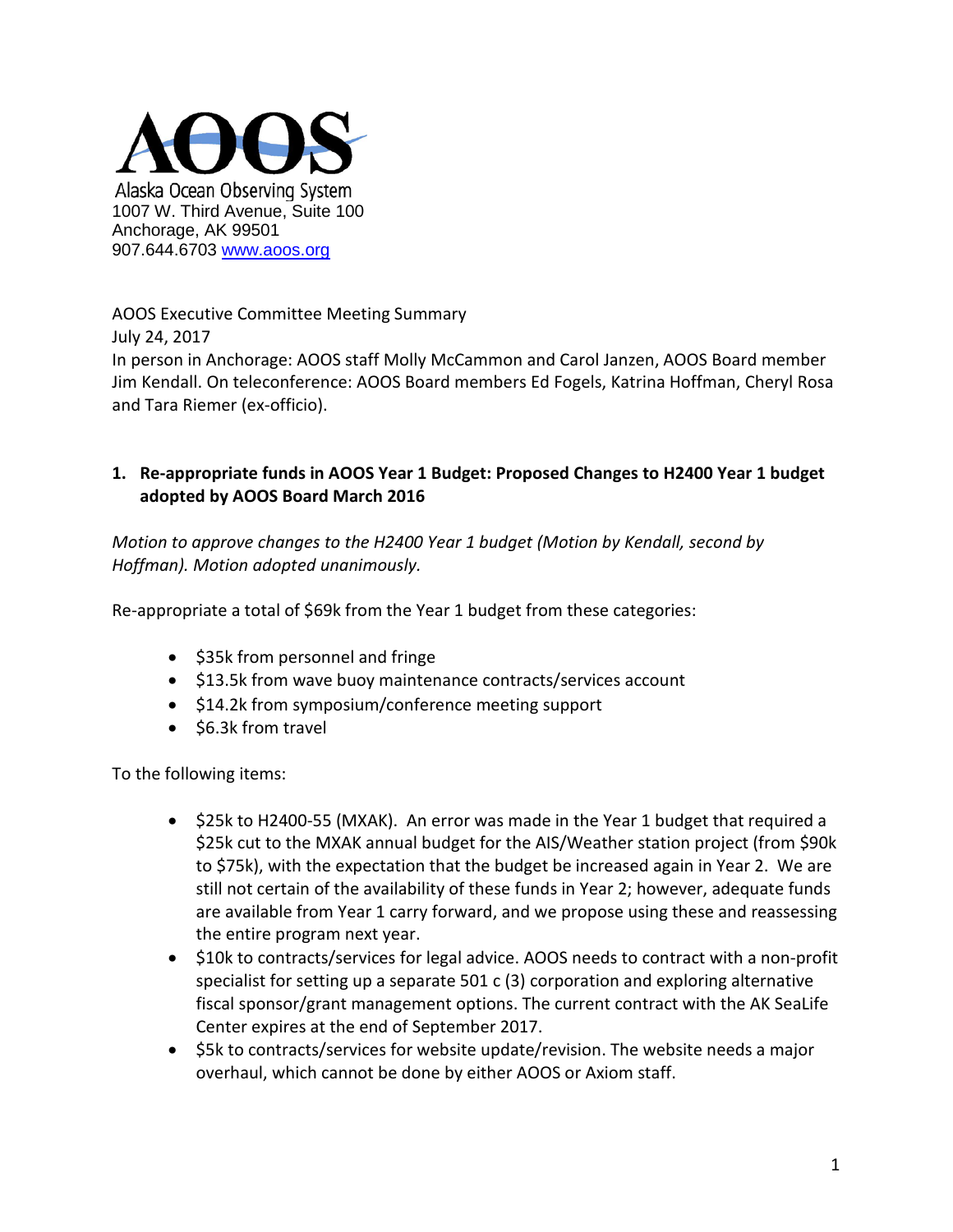# AOOS

Alaska Ocean Observing System
1007 W. Third Avenue, Suite 100
Anchorage, AK 99501
907.644.6703 www.aoos.org

AOOS Executive Committee Meeting Summary
July 24, 2017
In person in Anchorage: AOOS staff Molly McCammon and Carol Janzen, AOOS Board member Jim Kendall. On teleconference: AOOS Board members Ed Fogels, Katrina Hoffman, Cheryl Rosa and Tara Riemer (ex-officio).

## 1. Re-appropriate funds in AOOS Year 1 Budget: Proposed Changes to H2400 Year 1 budget adopted by AOOS Board March 2016

*Motion to approve changes to the H2400 Year 1 budget (Motion by Kendall, second by Hoffman). Motion adopted unanimously.*

Re-appropriate a total of $69k from the Year 1 budget from these categories:

- $35k from personnel and fringe
- $13.5k from wave buoy maintenance contracts/services account
- $14.2k from symposium/conference meeting support
- $6.3k from travel

To the following items:

- $25k to H2400-55 (MXAK). An error was made in the Year 1 budget that required a $25k cut to the MXAK annual budget for the AIS/Weather station project (from $90k to $75k), with the expectation that the budget be increased again in Year 2. We are still not certain of the availability of these funds in Year 2; however, adequate funds are available from Year 1 carry forward, and we propose using these and reassessing the entire program next year.
- $10k to contracts/services for legal advice. AOOS needs to contract with a non-profit specialist for setting up a separate 501 c (3) corporation and exploring alternative fiscal sponsor/grant management options. The current contract with the AK SeaLife Center expires at the end of September 2017.
- $5k to contracts/services for website update/revision. The website needs a major overhaul, which cannot be done by either AOOS or Axiom staff.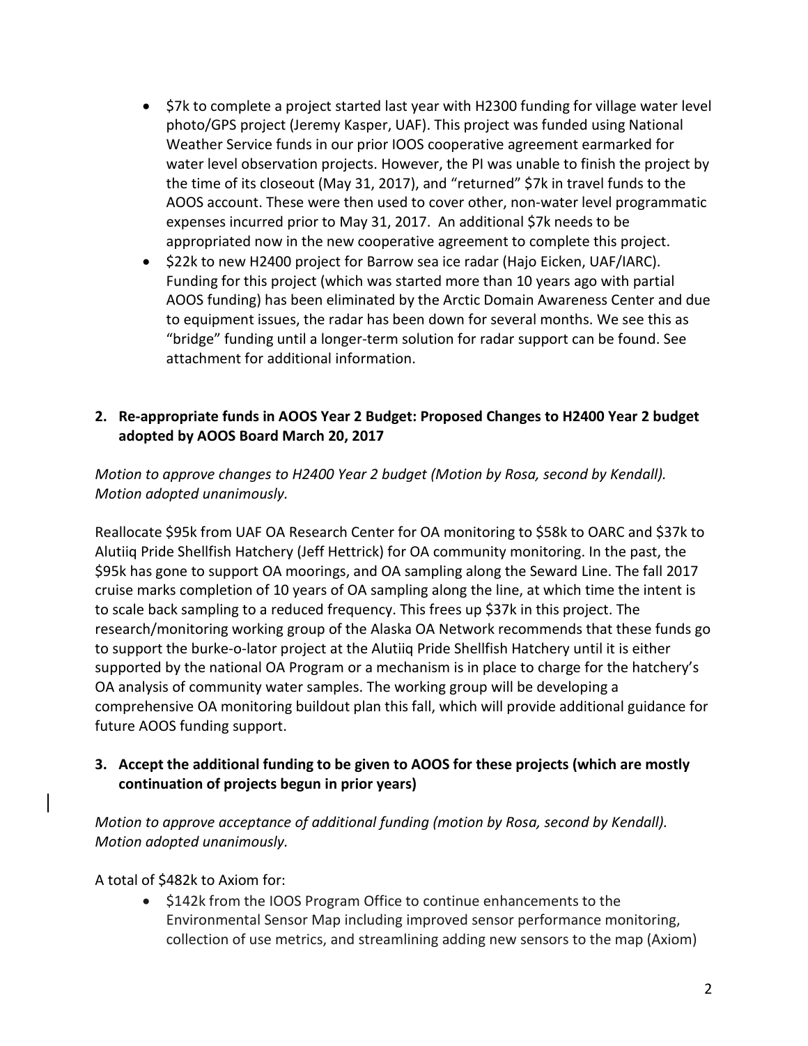- $7k to complete a project started last year with H2300 funding for village water level photo/GPS project (Jeremy Kasper, UAF). This project was funded using National Weather Service funds in our prior IOOS cooperative agreement earmarked for water level observation projects. However, the PI was unable to finish the project by the time of its closeout (May 31, 2017), and "returned" $7k in travel funds to the AOOS account. These were then used to cover other, non-water level programmatic expenses incurred prior to May 31, 2017. An additional $7k needs to be appropriated now in the new cooperative agreement to complete this project.
- $22k to new H2400 project for Barrow sea ice radar (Hajo Eicken, UAF/IARC). Funding for this project (which was started more than 10 years ago with partial AOOS funding) has been eliminated by the Arctic Domain Awareness Center and due to equipment issues, the radar has been down for several months. We see this as "bridge" funding until a longer-term solution for radar support can be found. See attachment for additional information.

**2. Re-appropriate funds in AOOS Year 2 Budget: Proposed Changes to H2400 Year 2 budget adopted by AOOS Board March 20, 2017**

*Motion to approve changes to H2400 Year 2 budget (Motion by Rosa, second by Kendall). Motion adopted unanimously.*

Reallocate $95k from UAF OA Research Center for OA monitoring to $58k to OARC and $37k to Alutiiq Pride Shellfish Hatchery (Jeff Hettrick) for OA community monitoring. In the past, the $95k has gone to support OA moorings, and OA sampling along the Seward Line. The fall 2017 cruise marks completion of 10 years of OA sampling along the line, at which time the intent is to scale back sampling to a reduced frequency. This frees up $37k in this project. The research/monitoring working group of the Alaska OA Network recommends that these funds go to support the burke-o-lator project at the Alutiiq Pride Shellfish Hatchery until it is either supported by the national OA Program or a mechanism is in place to charge for the hatchery's OA analysis of community water samples. The working group will be developing a comprehensive OA monitoring buildout plan this fall, which will provide additional guidance for future AOOS funding support.

**3. Accept the additional funding to be given to AOOS for these projects (which are mostly continuation of projects begun in prior years)**

*Motion to approve acceptance of additional funding (motion by Rosa, second by Kendall). Motion adopted unanimously.*

A total of $482k to Axiom for:

- $142k from the IOOS Program Office to continue enhancements to the Environmental Sensor Map including improved sensor performance monitoring, collection of use metrics, and streamlining adding new sensors to the map (Axiom)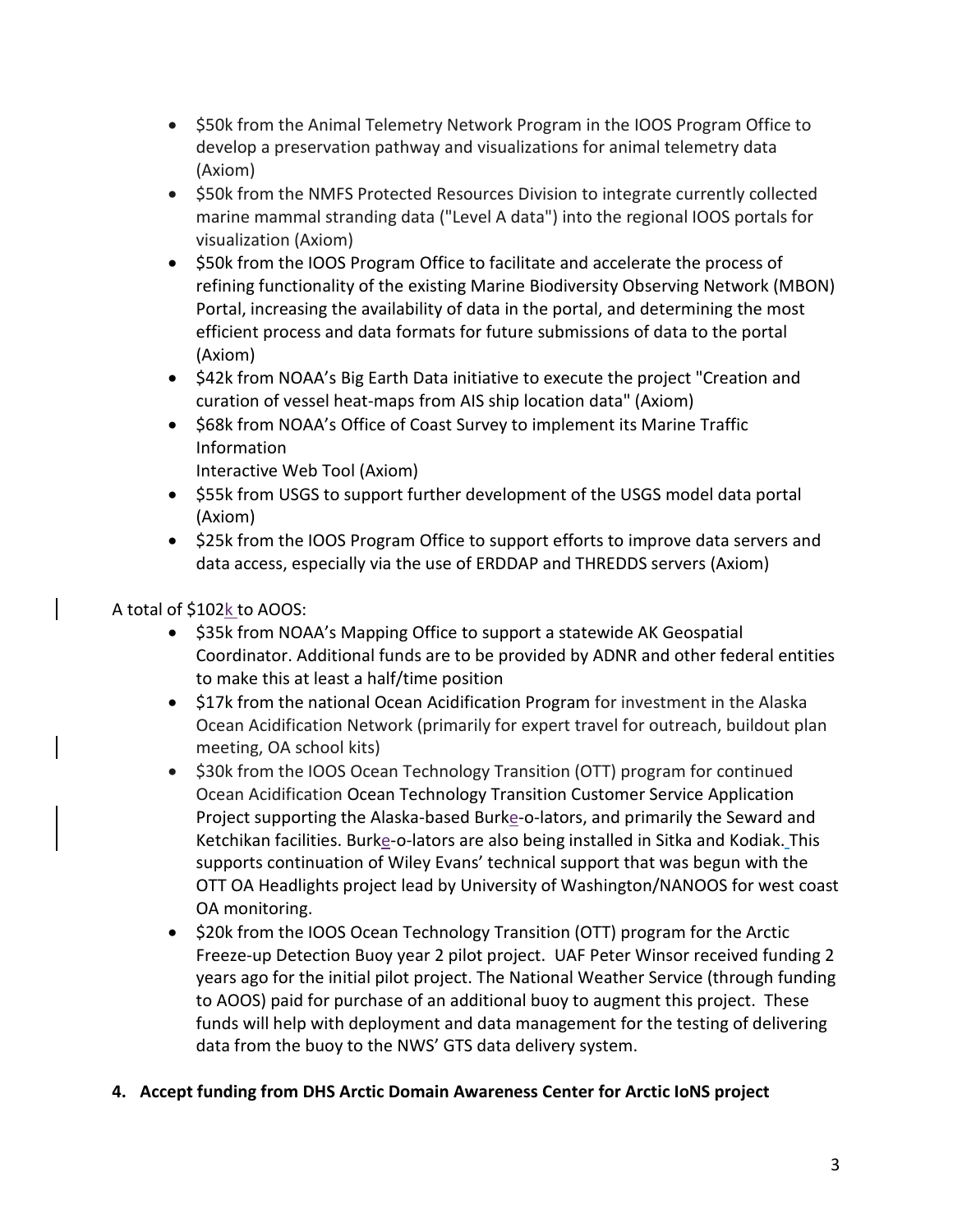- $50k from the Animal Telemetry Network Program in the IOOS Program Office to develop a preservation pathway and visualizations for animal telemetry data (Axiom)
- $50k from the NMFS Protected Resources Division to integrate currently collected marine mammal stranding data ("Level A data") into the regional IOOS portals for visualization (Axiom)
- $50k from the IOOS Program Office to facilitate and accelerate the process of refining functionality of the existing Marine Biodiversity Observing Network (MBON) Portal, increasing the availability of data in the portal, and determining the most efficient process and data formats for future submissions of data to the portal (Axiom)
- $42k from NOAA's Big Earth Data initiative to execute the project "Creation and curation of vessel heat-maps from AIS ship location data" (Axiom)
- $68k from NOAA's Office of Coast Survey to implement its Marine Traffic Information
  Interactive Web Tool (Axiom)
- $55k from USGS to support further development of the USGS model data portal (Axiom)
- $25k from the IOOS Program Office to support efforts to improve data servers and data access, especially via the use of ERDDAP and THREDDS servers (Axiom)

A total of $102k to AOOS:

- $35k from NOAA's Mapping Office to support a statewide AK Geospatial Coordinator. Additional funds are to be provided by ADNR and other federal entities to make this at least a half/time position
- $17k from the national Ocean Acidification Program for investment in the Alaska Ocean Acidification Network (primarily for expert travel for outreach, buildout plan meeting, OA school kits)
- $30k from the IOOS Ocean Technology Transition (OTT) program for continued Ocean Acidification Ocean Technology Transition Customer Service Application Project supporting the Alaska-based Burke-o-lators, and primarily the Seward and Ketchikan facilities. Burke-o-lators are also being installed in Sitka and Kodiak. This supports continuation of Wiley Evans' technical support that was begun with the OTT OA Headlights project lead by University of Washington/NANOOS for west coast OA monitoring.
- $20k from the IOOS Ocean Technology Transition (OTT) program for the Arctic Freeze-up Detection Buoy year 2 pilot project. UAF Peter Winsor received funding 2 years ago for the initial pilot project. The National Weather Service (through funding to AOOS) paid for purchase of an additional buoy to augment this project. These funds will help with deployment and data management for the testing of delivering data from the buoy to the NWS' GTS data delivery system.

**4. Accept funding from DHS Arctic Domain Awareness Center for Arctic IoNS project**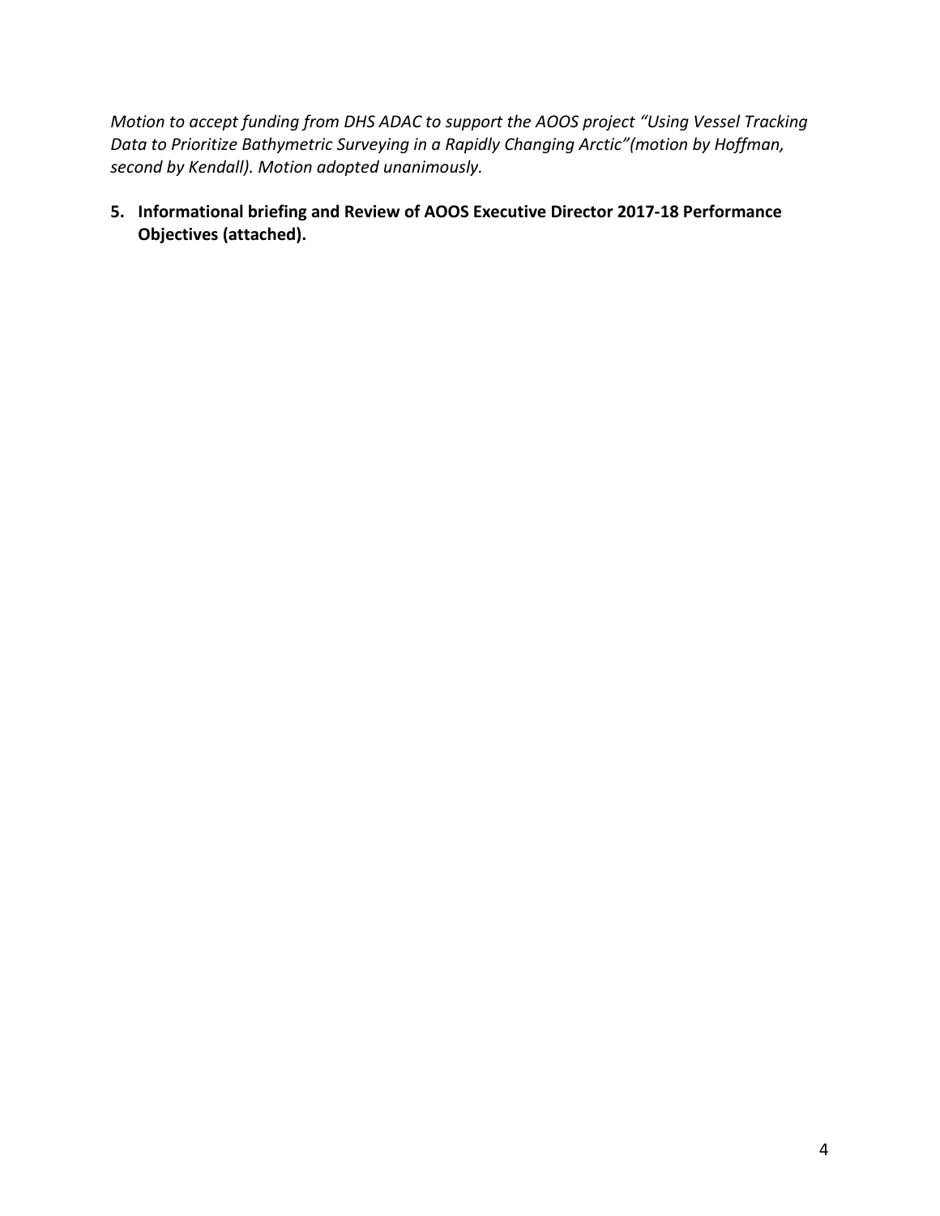*Motion to accept funding from DHS ADAC to support the AOOS project "Using Vessel Tracking Data to Prioritize Bathymetric Surveying in a Rapidly Changing Arctic"(motion by Hoffman, second by Kendall). Motion adopted unanimously.*

5. **Informational briefing and Review of AOOS Executive Director 2017-18 Performance Objectives (attached).**